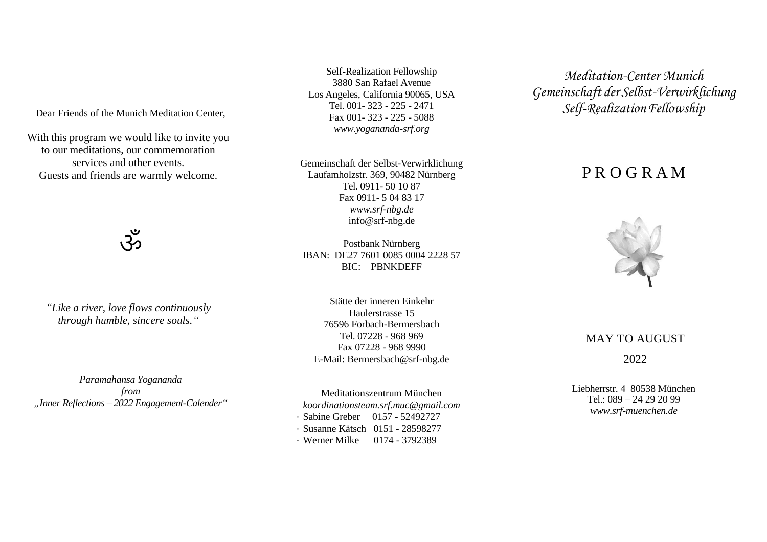Dear Friends of the Munich Meditation Center,

With this program we would like to invite you to our meditations, our commemoration services and other events.
Guests and friends are warmly welcome.

ॐ

*"Like a river, love flows continuously through humble, sincere souls."*

*Paramahansa Yogananda*
*from*
*„Inner Reflections – 2022 Engagement-Calender"*

Self-Realization Fellowship
3880 San Rafael Avenue
Los Angeles, California 90065, USA
Tel. 001- 323 - 225 - 2471
Fax 001- 323 - 225 - 5088
*www.yogananda-srf.org*

Gemeinschaft der Selbst-Verwirklichung
Laufamholzstr. 369, 90482 Nürnberg
Tel. 0911- 50 10 87
Fax 0911- 5 04 83 17
*www.srf-nbg.de*
info@srf-nbg.de

Postbank Nürnberg
IBAN: DE27 7601 0085 0004 2228 57
BIC: PBNKDEFF

Stätte der inneren Einkehr
Haulerstrasse 15
76596 Forbach-Bermersbach
Tel. 07228 - 968 969
Fax 07228 - 968 9990
E-Mail: Bermersbach@srf-nbg.de

Meditationszentrum München
*koordinationsteam.srf.muc@gmail.com*
- Sabine Greber 0157 - 52492727
- Susanne Kätsch 0151 - 28598277
- Werner Milke 0174 - 3792389

*Meditation-Center Munich*
*Gemeinschaft der Selbst-Verwirklichung*
*Self-Realization Fellowship*

# P R O G R A M

MAY TO AUGUST

2022

Liebherrstr. 4 80538 München
Tel.: 089 – 24 29 20 99
*www.srf-muenchen.de*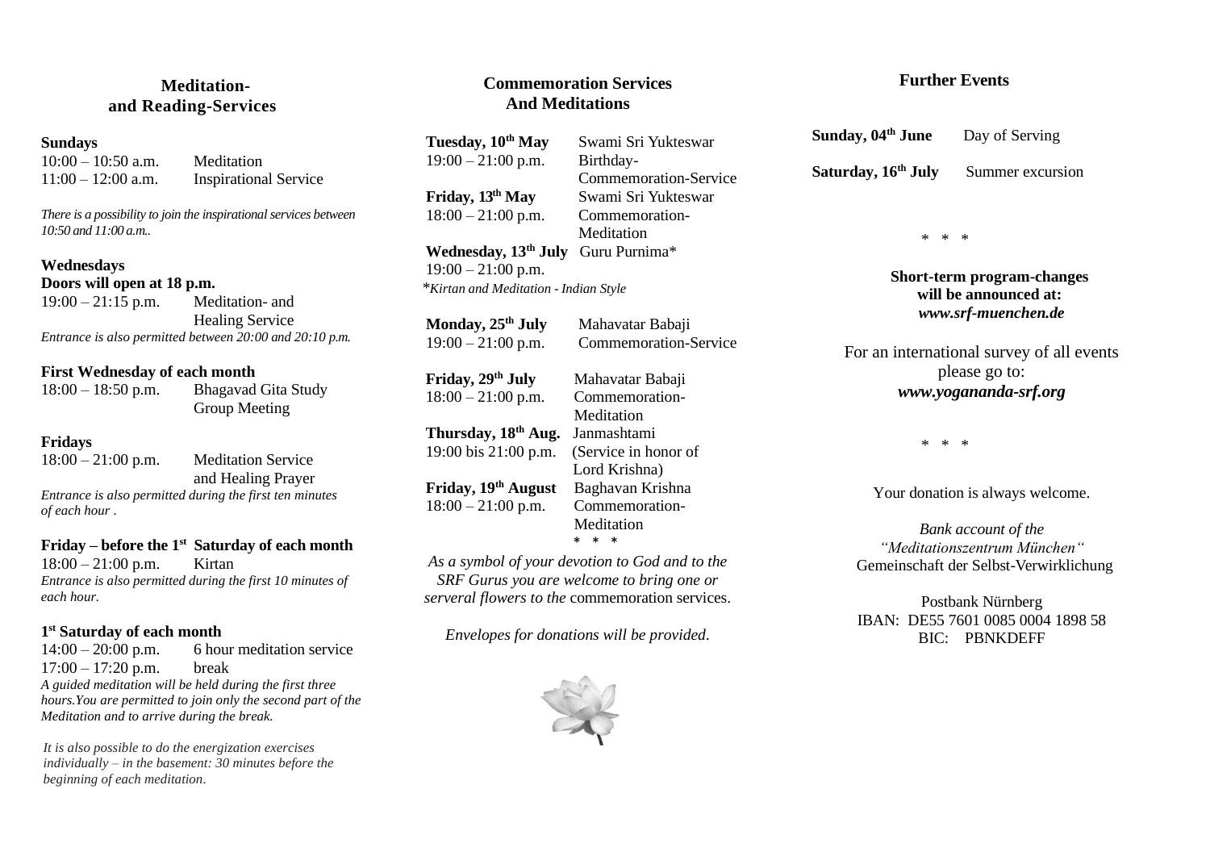## Meditation- and Reading-Services

**Sundays**
10:00 – 10:50 a.m. Meditation
11:00 – 12:00 a.m. Inspirational Service

*There is a possibility to join the inspirational services between 10:50 and 11:00 a.m..*

**Wednesdays**
**Doors will open at 18 p.m.**
19:00 – 21:15 p.m. Meditation- and Healing Service
*Entrance is also permitted between 20:00 and 20:10 p.m.*

**First Wednesday of each month**
18:00 – 18:50 p.m. Bhagavad Gita Study Group Meeting

**Fridays**
18:00 – 21:00 p.m. Meditation Service and Healing Prayer
*Entrance is also permitted during the first ten minutes of each hour .*

**Friday – before the 1st Saturday of each month**
18:00 – 21:00 p.m. Kirtan
*Entrance is also permitted during the first 10 minutes of each hour.*

**1st Saturday of each month**
14:00 – 20:00 p.m. 6 hour meditation service
17:00 – 17:20 p.m. break
*A guided meditation will be held during the first three hours.You are permitted to join only the second part of the Meditation and to arrive during the break.*

*It is also possible to do the energization exercises individually – in the basement: 30 minutes before the beginning of each meditation.*

## Commemoration Services And Meditations

**Tuesday, 10th May** Swami Sri Yukteswar
19:00 – 21:00 p.m. Birthday-Commemoration-Service

**Friday, 13th May** Swami Sri Yukteswar
18:00 – 21:00 p.m. Commemoration-Meditation

**Wednesday, 13th July** Guru Purnima*
19:00 – 21:00 p.m.
*Kirtan and Meditation - Indian Style*

**Monday, 25th July** Mahavatar Babaji
19:00 – 21:00 p.m. Commemoration-Service

**Friday, 29th July** Mahavatar Babaji
18:00 – 21:00 p.m. Commemoration-Meditation

**Thursday, 18th Aug.** Janmashtami
19:00 bis 21:00 p.m. (Service in honor of Lord Krishna)

**Friday, 19th August** Baghavan Krishna
18:00 – 21:00 p.m. Commemoration-Meditation

\* \* \*

*As a symbol of your devotion to God and to the SRF Gurus you are welcome to bring one or serveral flowers to the* commemoration services.

*Envelopes for donations will be provided.*

## Further Events

**Sunday, 04th June** Day of Serving

**Saturday, 16th July** Summer excursion

\* \* \*

**Short-term program-changes will be announced at:**
***www.srf-muenchen.de***

For an international survey of all events please go to:
***www.yogananda-srf.org***

\* \* \*

Your donation is always welcome.

*Bank account of the "Meditationszentrum München"*
Gemeinschaft der Selbst-Verwirklichung

Postbank Nürnberg
IBAN: DE55 7601 0085 0004 1898 58
BIC: PBNKDEFF